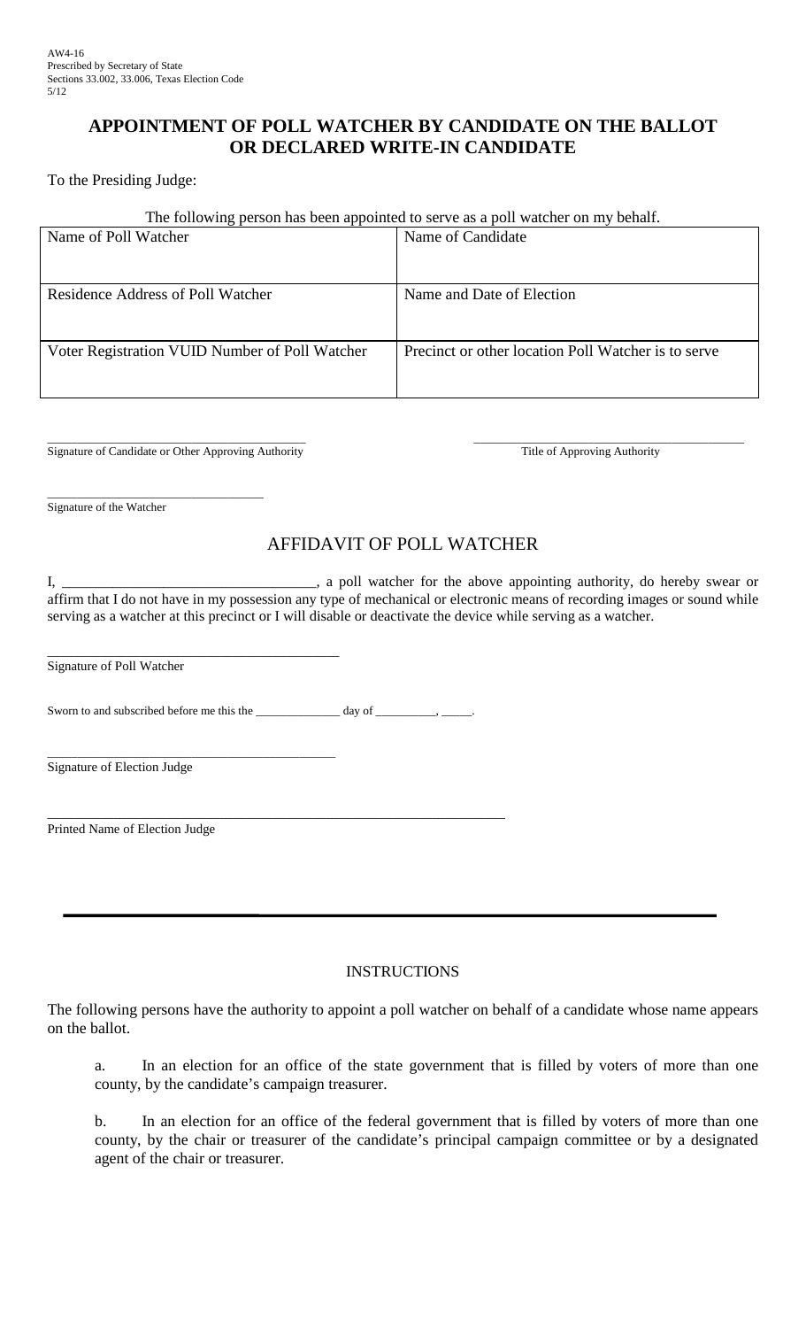AW4-16
Prescribed by Secretary of State
Sections 33.002, 33.006, Texas Election Code
5/12

# APPOINTMENT OF POLL WATCHER BY CANDIDATE ON THE BALLOT OR DECLARED WRITE-IN CANDIDATE

To the Presiding Judge:

The following person has been appointed to serve as a poll watcher on my behalf.

| Name of Poll Watcher | Name of Candidate |
|---|---|
| Residence Address of Poll Watcher | Name and Date of Election |
| Voter Registration VUID Number of Poll Watcher | Precinct or other location Poll Watcher is to serve |

\_\_\_\_\_\_\_\_\_\_\_\_\_\_\_\_\_\_\_\_\_\_\_\_\_\_\_\_\_\_\_\_\_\_\_\_\_\_
Signature of Candidate or Other Approving Authority

\_\_\_\_\_\_\_\_\_\_\_\_\_\_\_\_\_\_\_\_\_\_\_\_\_\_\_\_\_\_\_\_\_\_\_\_\_\_
Title of Approving Authority

\_\_\_\_\_\_\_\_\_\_\_\_\_\_\_\_\_\_\_\_\_\_\_\_\_\_\_\_\_\_\_\_\_\_
Signature of the Watcher

## AFFIDAVIT OF POLL WATCHER

I, \_\_\_\_\_\_\_\_\_\_\_\_\_\_\_\_\_\_\_\_\_\_\_\_\_\_\_\_\_\_\_\_\_\_\_, a poll watcher for the above appointing authority, do hereby swear or affirm that I do not have in my possession any type of mechanical or electronic means of recording images or sound while serving as a watcher at this precinct or I will disable or deactivate the device while serving as a watcher.

\_\_\_\_\_\_\_\_\_\_\_\_\_\_\_\_\_\_\_\_\_\_\_\_\_\_\_\_\_\_\_\_\_\_\_\_\_\_\_\_\_\_
Signature of Poll Watcher

Sworn to and subscribed before me this the \_\_\_\_\_\_\_\_\_\_\_\_\_\_ day of \_\_\_\_\_\_\_\_\_\_, \_\_\_\_\_.

\_\_\_\_\_\_\_\_\_\_\_\_\_\_\_\_\_\_\_\_\_\_\_\_\_\_\_\_\_\_\_\_\_\_\_\_\_\_\_\_\_\_
Signature of Election Judge

\_\_\_\_\_\_\_\_\_\_\_\_\_\_\_\_\_\_\_\_\_\_\_\_\_\_\_\_\_\_\_\_\_\_\_\_\_\_\_\_\_\_\_\_\_\_\_\_\_\_\_\_\_\_\_\_\_\_\_\_\_\_\_\_\_\_\_\_
Printed Name of Election Judge

---

## INSTRUCTIONS

The following persons have the authority to appoint a poll watcher on behalf of a candidate whose name appears on the ballot.

a. In an election for an office of the state government that is filled by voters of more than one county, by the candidate's campaign treasurer.

b. In an election for an office of the federal government that is filled by voters of more than one county, by the chair or treasurer of the candidate's principal campaign committee or by a designated agent of the chair or treasurer.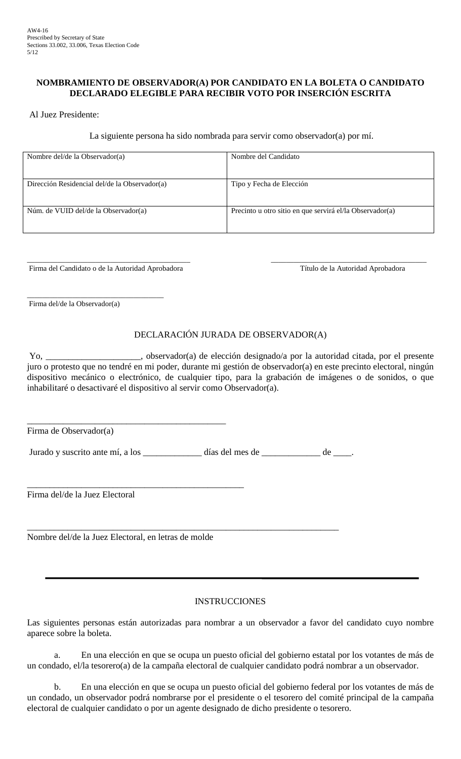AW4-16
Prescribed by Secretary of State
Sections 33.002, 33.006, Texas Election Code
5/12

## NOMBRAMIENTO DE OBSERVADOR(A) POR CANDIDATO EN LA BOLETA O CANDIDATO DECLARADO ELEGIBLE PARA RECIBIR VOTO POR INSERCIÓN ESCRITA

Al Juez Presidente:

La siguiente persona ha sido nombrada para servir como observador(a) por mí.

| | |
|---|---|
| Nombre del/de la Observador(a) | Nombre del Candidato |
| Dirección Residencial del/de la Observador(a) | Tipo y Fecha de Elección |
| Núm. de VUID del/de la Observador(a) | Precinto u otro sitio en que servirá el/la Observador(a) |

\_\_\_\_\_\_\_\_\_\_\_\_\_\_\_\_\_\_\_\_\_\_\_\_\_\_\_\_\_\_\_\_\_\_\_\_\_\_\_\_
Firma del Candidato o de la Autoridad Aprobadora

\_\_\_\_\_\_\_\_\_\_\_\_\_\_\_\_\_\_\_\_\_\_\_\_\_\_\_\_\_\_\_\_\_\_\_\_\_\_\_\_
Título de la Autoridad Aprobadora

\_\_\_\_\_\_\_\_\_\_\_\_\_\_\_\_\_\_\_\_\_\_\_\_\_\_\_\_\_\_\_\_\_\_
Firma del/de la Observador(a)

### DECLARACIÓN JURADA DE OBSERVADOR(A)

Yo, \_\_\_\_\_\_\_\_\_\_\_\_\_\_\_\_\_\_\_\_, observador(a) de elección designado/a por la autoridad citada, por el presente juro o protesto que no tendré en mi poder, durante mi gestión de observador(a) en este precinto electoral, ningún dispositivo mecánico o electrónico, de cualquier tipo, para la grabación de imágenes o de sonidos, o que inhabilitaré o desactivaré el dispositivo al servir como Observador(a).

\_\_\_\_\_\_\_\_\_\_\_\_\_\_\_\_\_\_\_\_\_\_\_\_\_\_\_\_\_\_\_\_\_\_\_\_\_\_\_\_\_\_\_\_\_
Firma de Observador(a)

Jurado y suscrito ante mí, a los \_\_\_\_\_\_\_\_\_\_\_\_\_ días del mes de \_\_\_\_\_\_\_\_\_\_\_\_\_ de \_\_\_\_.

\_\_\_\_\_\_\_\_\_\_\_\_\_\_\_\_\_\_\_\_\_\_\_\_\_\_\_\_\_\_\_\_\_\_\_\_\_\_\_\_\_\_\_\_\_\_\_\_\_
Firma del/de la Juez Electoral

\_\_\_\_\_\_\_\_\_\_\_\_\_\_\_\_\_\_\_\_\_\_\_\_\_\_\_\_\_\_\_\_\_\_\_\_\_\_\_\_\_\_\_\_\_\_\_\_\_\_\_\_\_\_\_\_\_\_\_\_\_\_\_\_\_\_\_\_\_\_
Nombre del/de la Juez Electoral, en letras de molde

---

### INSTRUCCIONES

Las siguientes personas están autorizadas para nombrar a un observador a favor del candidato cuyo nombre aparece sobre la boleta.

a. En una elección en que se ocupa un puesto oficial del gobierno estatal por los votantes de más de un condado, el/la tesorero(a) de la campaña electoral de cualquier candidato podrá nombrar a un observador.

b. En una elección en que se ocupa un puesto oficial del gobierno federal por los votantes de más de un condado, un observador podrá nombrarse por el presidente o el tesorero del comité principal de la campaña electoral de cualquier candidato o por un agente designado de dicho presidente o tesorero.